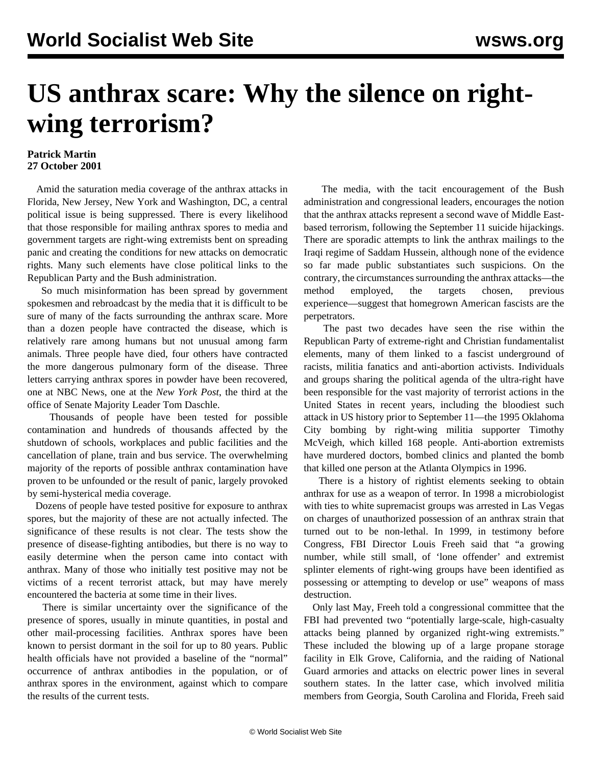# US anthrax scare: Why the silence on right-wing terrorism?

**Patrick Martin**
**27 October 2001**

Amid the saturation media coverage of the anthrax attacks in Florida, New Jersey, New York and Washington, DC, a central political issue is being suppressed. There is every likelihood that those responsible for mailing anthrax spores to media and government targets are right-wing extremists bent on spreading panic and creating the conditions for new attacks on democratic rights. Many such elements have close political links to the Republican Party and the Bush administration.

So much misinformation has been spread by government spokesmen and rebroadcast by the media that it is difficult to be sure of many of the facts surrounding the anthrax scare. More than a dozen people have contracted the disease, which is relatively rare among humans but not unusual among farm animals. Three people have died, four others have contracted the more dangerous pulmonary form of the disease. Three letters carrying anthrax spores in powder have been recovered, one at NBC News, one at the *New York Post*, the third at the office of Senate Majority Leader Tom Daschle.

Thousands of people have been tested for possible contamination and hundreds of thousands affected by the shutdown of schools, workplaces and public facilities and the cancellation of plane, train and bus service. The overwhelming majority of the reports of possible anthrax contamination have proven to be unfounded or the result of panic, largely provoked by semi-hysterical media coverage.

Dozens of people have tested positive for exposure to anthrax spores, but the majority of these are not actually infected. The significance of these results is not clear. The tests show the presence of disease-fighting antibodies, but there is no way to easily determine when the person came into contact with anthrax. Many of those who initially test positive may not be victims of a recent terrorist attack, but may have merely encountered the bacteria at some time in their lives.

There is similar uncertainty over the significance of the presence of spores, usually in minute quantities, in postal and other mail-processing facilities. Anthrax spores have been known to persist dormant in the soil for up to 80 years. Public health officials have not provided a baseline of the "normal" occurrence of anthrax antibodies in the population, or of anthrax spores in the environment, against which to compare the results of the current tests.

The media, with the tacit encouragement of the Bush administration and congressional leaders, encourages the notion that the anthrax attacks represent a second wave of Middle East-based terrorism, following the September 11 suicide hijackings. There are sporadic attempts to link the anthrax mailings to the Iraqi regime of Saddam Hussein, although none of the evidence so far made public substantiates such suspicions. On the contrary, the circumstances surrounding the anthrax attacks—the method employed, the targets chosen, previous experience—suggest that homegrown American fascists are the perpetrators.

The past two decades have seen the rise within the Republican Party of extreme-right and Christian fundamentalist elements, many of them linked to a fascist underground of racists, militia fanatics and anti-abortion activists. Individuals and groups sharing the political agenda of the ultra-right have been responsible for the vast majority of terrorist actions in the United States in recent years, including the bloodiest such attack in US history prior to September 11—the 1995 Oklahoma City bombing by right-wing militia supporter Timothy McVeigh, which killed 168 people. Anti-abortion extremists have murdered doctors, bombed clinics and planted the bomb that killed one person at the Atlanta Olympics in 1996.

There is a history of rightist elements seeking to obtain anthrax for use as a weapon of terror. In 1998 a microbiologist with ties to white supremacist groups was arrested in Las Vegas on charges of unauthorized possession of an anthrax strain that turned out to be non-lethal. In 1999, in testimony before Congress, FBI Director Louis Freeh said that "a growing number, while still small, of 'lone offender' and extremist splinter elements of right-wing groups have been identified as possessing or attempting to develop or use" weapons of mass destruction.

Only last May, Freeh told a congressional committee that the FBI had prevented two "potentially large-scale, high-casualty attacks being planned by organized right-wing extremists." These included the blowing up of a large propane storage facility in Elk Grove, California, and the raiding of National Guard armories and attacks on electric power lines in several southern states. In the latter case, which involved militia members from Georgia, South Carolina and Florida, Freeh said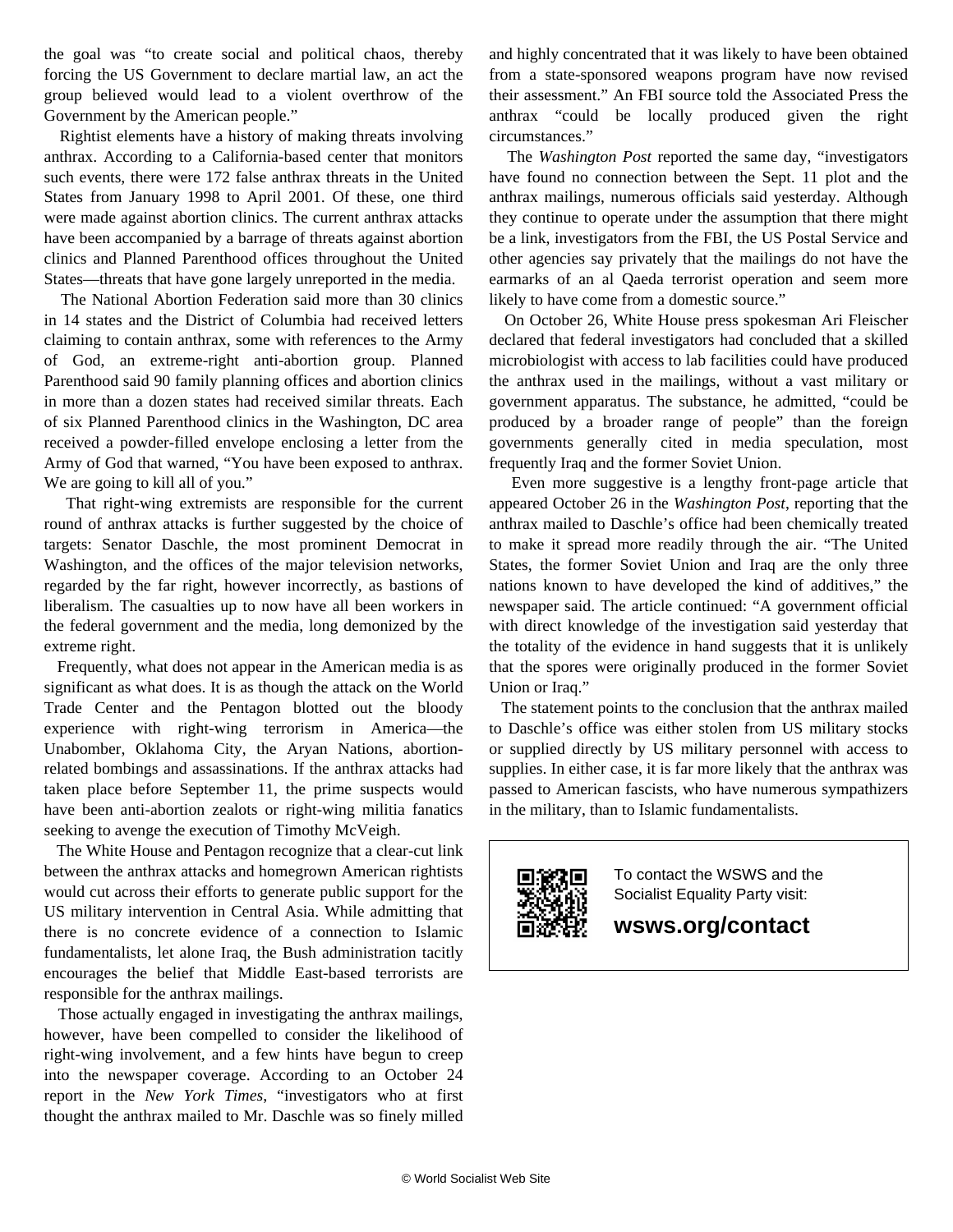the goal was "to create social and political chaos, thereby forcing the US Government to declare martial law, an act the group believed would lead to a violent overthrow of the Government by the American people."

Rightist elements have a history of making threats involving anthrax. According to a California-based center that monitors such events, there were 172 false anthrax threats in the United States from January 1998 to April 2001. Of these, one third were made against abortion clinics. The current anthrax attacks have been accompanied by a barrage of threats against abortion clinics and Planned Parenthood offices throughout the United States—threats that have gone largely unreported in the media.

The National Abortion Federation said more than 30 clinics in 14 states and the District of Columbia had received letters claiming to contain anthrax, some with references to the Army of God, an extreme-right anti-abortion group. Planned Parenthood said 90 family planning offices and abortion clinics in more than a dozen states had received similar threats. Each of six Planned Parenthood clinics in the Washington, DC area received a powder-filled envelope enclosing a letter from the Army of God that warned, "You have been exposed to anthrax. We are going to kill all of you."

That right-wing extremists are responsible for the current round of anthrax attacks is further suggested by the choice of targets: Senator Daschle, the most prominent Democrat in Washington, and the offices of the major television networks, regarded by the far right, however incorrectly, as bastions of liberalism. The casualties up to now have all been workers in the federal government and the media, long demonized by the extreme right.

Frequently, what does not appear in the American media is as significant as what does. It is as though the attack on the World Trade Center and the Pentagon blotted out the bloody experience with right-wing terrorism in America—the Unabomber, Oklahoma City, the Aryan Nations, abortion-related bombings and assassinations. If the anthrax attacks had taken place before September 11, the prime suspects would have been anti-abortion zealots or right-wing militia fanatics seeking to avenge the execution of Timothy McVeigh.

The White House and Pentagon recognize that a clear-cut link between the anthrax attacks and homegrown American rightists would cut across their efforts to generate public support for the US military intervention in Central Asia. While admitting that there is no concrete evidence of a connection to Islamic fundamentalists, let alone Iraq, the Bush administration tacitly encourages the belief that Middle East-based terrorists are responsible for the anthrax mailings.

Those actually engaged in investigating the anthrax mailings, however, have been compelled to consider the likelihood of right-wing involvement, and a few hints have begun to creep into the newspaper coverage. According to an October 24 report in the *New York Times*, "investigators who at first thought the anthrax mailed to Mr. Daschle was so finely milled and highly concentrated that it was likely to have been obtained from a state-sponsored weapons program have now revised their assessment." An FBI source told the Associated Press the anthrax "could be locally produced given the right circumstances."

The *Washington Post* reported the same day, "investigators have found no connection between the Sept. 11 plot and the anthrax mailings, numerous officials said yesterday. Although they continue to operate under the assumption that there might be a link, investigators from the FBI, the US Postal Service and other agencies say privately that the mailings do not have the earmarks of an al Qaeda terrorist operation and seem more likely to have come from a domestic source."

On October 26, White House press spokesman Ari Fleischer declared that federal investigators had concluded that a skilled microbiologist with access to lab facilities could have produced the anthrax used in the mailings, without a vast military or government apparatus. The substance, he admitted, "could be produced by a broader range of people" than the foreign governments generally cited in media speculation, most frequently Iraq and the former Soviet Union.

Even more suggestive is a lengthy front-page article that appeared October 26 in the *Washington Post*, reporting that the anthrax mailed to Daschle's office had been chemically treated to make it spread more readily through the air. "The United States, the former Soviet Union and Iraq are the only three nations known to have developed the kind of additives," the newspaper said. The article continued: "A government official with direct knowledge of the investigation said yesterday that the totality of the evidence in hand suggests that it is unlikely that the spores were originally produced in the former Soviet Union or Iraq."

The statement points to the conclusion that the anthrax mailed to Daschle's office was either stolen from US military stocks or supplied directly by US military personnel with access to supplies. In either case, it is far more likely that the anthrax was passed to American fascists, who have numerous sympathizers in the military, than to Islamic fundamentalists.

To contact the WSWS and the Socialist Equality Party visit:

**wsws.org/contact**